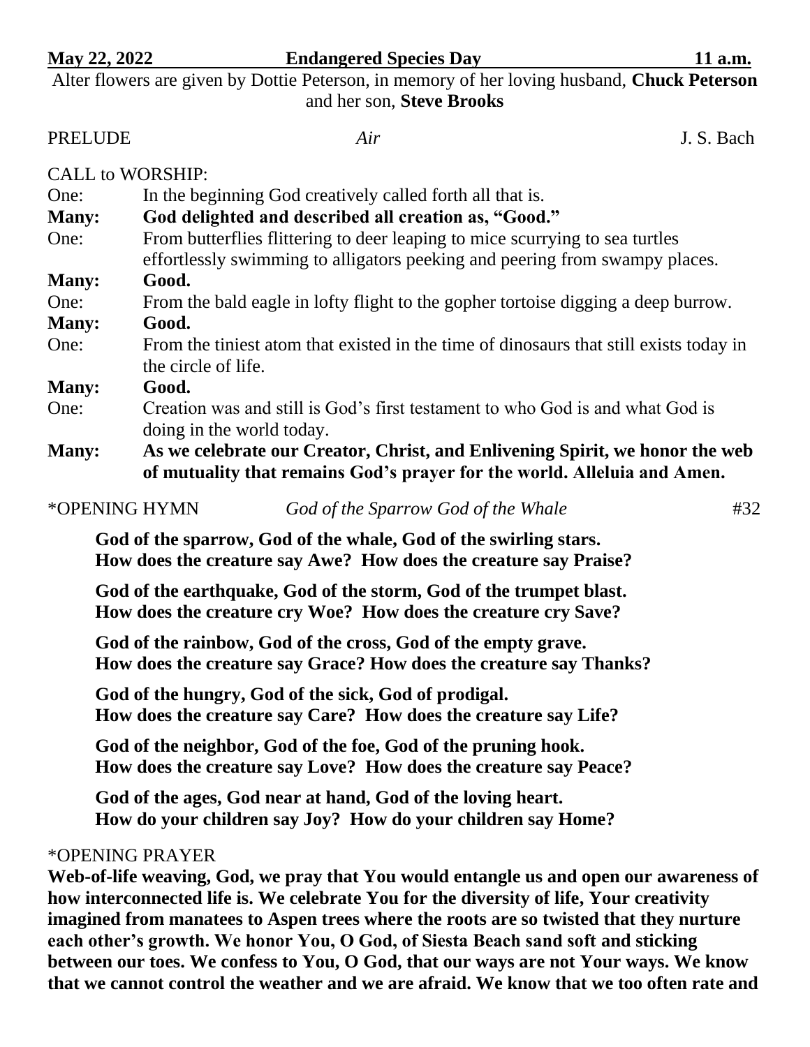**May 22, 2022 — Endangered Species Day — 11 a.m.**

Alter flowers are given by Dottie Peterson, in memory of her loving husband, **Chuck Peterson** and her son, **Steve Brooks**

PRELUDE *Air* J. S. Bach

CALL to WORSHIP:

One: In the beginning God creatively called forth all that is.

**Many: God delighted and described all creation as, "Good."**

One: From butterflies flittering to deer leaping to mice scurrying to sea turtles effortlessly swimming to alligators peeking and peering from swampy places.

**Many: Good.**

One: From the bald eagle in lofty flight to the gopher tortoise digging a deep burrow.

**Many: Good.**

One: From the tiniest atom that existed in the time of dinosaurs that still exists today in the circle of life.

**Many: Good.**

One: Creation was and still is God's first testament to who God is and what God is doing in the world today.

**Many: As we celebrate our Creator, Christ, and Enlivening Spirit, we honor the web of mutuality that remains God's prayer for the world. Alleluia and Amen.**

*OPENING HYMN *God of the Sparrow God of the Whale* #32

**God of the sparrow, God of the whale, God of the swirling stars.**
**How does the creature say Awe? How does the creature say Praise?**

**God of the earthquake, God of the storm, God of the trumpet blast.**
**How does the creature cry Woe? How does the creature cry Save?**

**God of the rainbow, God of the cross, God of the empty grave.**
**How does the creature say Grace? How does the creature say Thanks?**

**God of the hungry, God of the sick, God of prodigal.**
**How does the creature say Care? How does the creature say Life?**

**God of the neighbor, God of the foe, God of the pruning hook.**
**How does the creature say Love? How does the creature say Peace?**

**God of the ages, God near at hand, God of the loving heart.**
**How do your children say Joy? How do your children say Home?**

*OPENING PRAYER

**Web-of-life weaving, God, we pray that You would entangle us and open our awareness of how interconnected life is. We celebrate You for the diversity of life, Your creativity imagined from manatees to Aspen trees where the roots are so twisted that they nurture each other's growth. We honor You, O God, of Siesta Beach sand soft and sticking between our toes. We confess to You, O God, that our ways are not Your ways. We know that we cannot control the weather and we are afraid. We know that we too often rate and**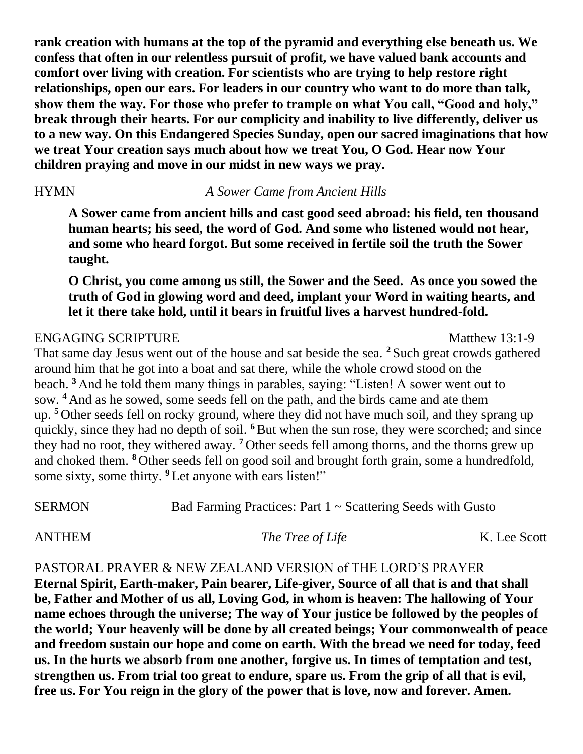**rank creation with humans at the top of the pyramid and everything else beneath us. We confess that often in our relentless pursuit of profit, we have valued bank accounts and comfort over living with creation. For scientists who are trying to help restore right relationships, open our ears. For leaders in our country who want to do more than talk, show them the way. For those who prefer to trample on what You call, "Good and holy," break through their hearts. For our complicity and inability to live differently, deliver us to a new way. On this Endangered Species Sunday, open our sacred imaginations that how we treat Your creation says much about how we treat You, O God. Hear now Your children praying and move in our midst in new ways we pray.**

HYMN *A Sower Came from Ancient Hills*

> **A Sower came from ancient hills and cast good seed abroad: his field, ten thousand human hearts; his seed, the word of God. And some who listened would not hear, and some who heard forgot. But some received in fertile soil the truth the Sower taught.**
>
> **O Christ, you come among us still, the Sower and the Seed. As once you sowed the truth of God in glowing word and deed, implant your Word in waiting hearts, and let it there take hold, until it bears in fruitful lives a harvest hundred-fold.**

ENGAGING SCRIPTURE Matthew 13:1-9

That same day Jesus went out of the house and sat beside the sea. [2] Such great crowds gathered around him that he got into a boat and sat there, while the whole crowd stood on the beach. [3] And he told them many things in parables, saying: "Listen! A sower went out to sow. [4] And as he sowed, some seeds fell on the path, and the birds came and ate them up. [5] Other seeds fell on rocky ground, where they did not have much soil, and they sprang up quickly, since they had no depth of soil. [6] But when the sun rose, they were scorched; and since they had no root, they withered away. [7] Other seeds fell among thorns, and the thorns grew up and choked them. [8] Other seeds fell on good soil and brought forth grain, some a hundredfold, some sixty, some thirty. [9] Let anyone with ears listen!"

SERMON Bad Farming Practices: Part 1 ~ Scattering Seeds with Gusto

ANTHEM *The Tree of Life* K. Lee Scott

PASTORAL PRAYER & NEW ZEALAND VERSION of THE LORD'S PRAYER

**Eternal Spirit, Earth-maker, Pain bearer, Life-giver, Source of all that is and that shall be, Father and Mother of us all, Loving God, in whom is heaven: The hallowing of Your name echoes through the universe; The way of Your justice be followed by the peoples of the world; Your heavenly will be done by all created beings; Your commonwealth of peace and freedom sustain our hope and come on earth. With the bread we need for today, feed us. In the hurts we absorb from one another, forgive us. In times of temptation and test, strengthen us. From trial too great to endure, spare us. From the grip of all that is evil, free us. For You reign in the glory of the power that is love, now and forever. Amen.**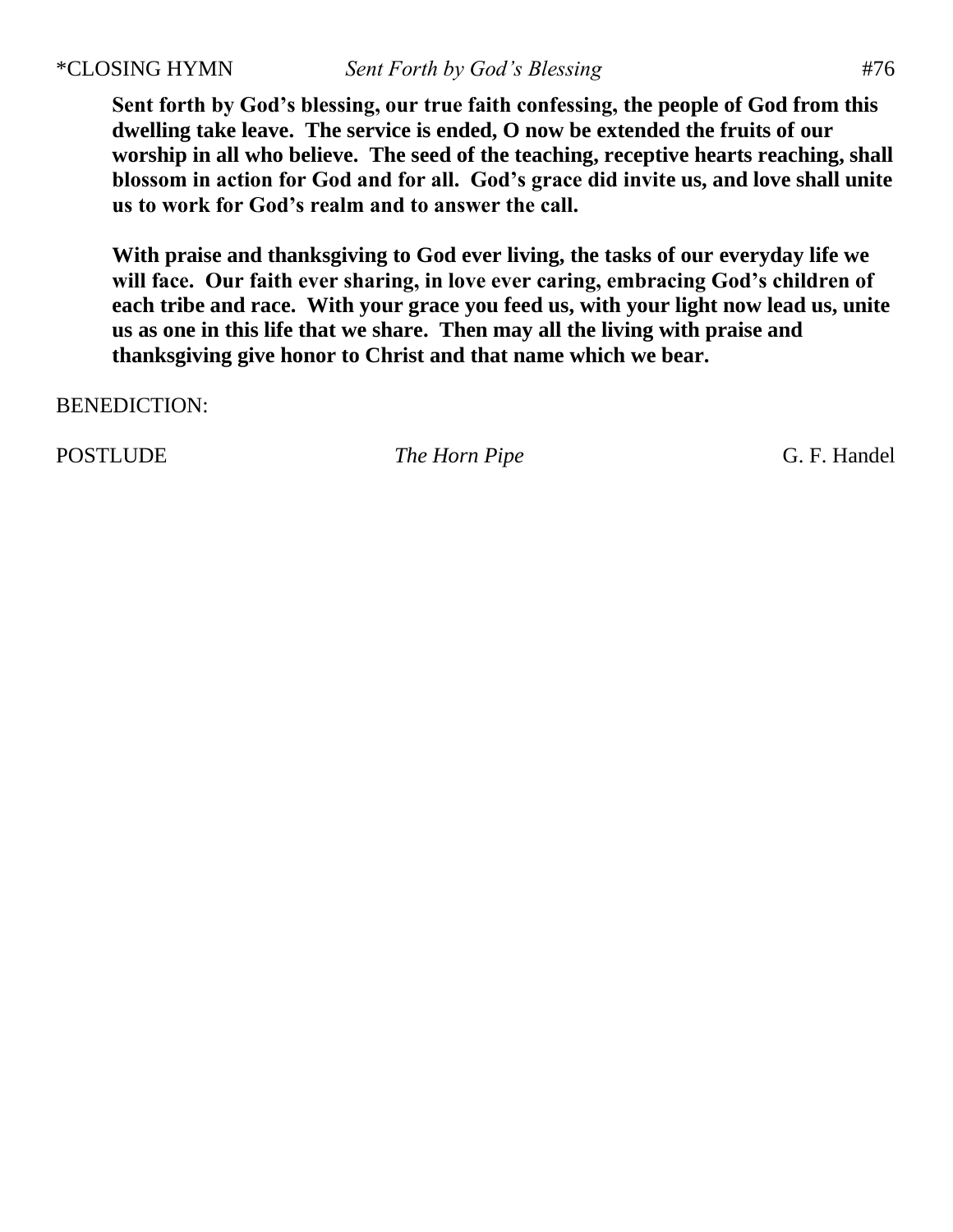*CLOSING HYMN *Sent Forth by God's Blessing* #76

**Sent forth by God's blessing, our true faith confessing, the people of God from this dwelling take leave. The service is ended, O now be extended the fruits of our worship in all who believe. The seed of the teaching, receptive hearts reaching, shall blossom in action for God and for all. God's grace did invite us, and love shall unite us to work for God's realm and to answer the call.**

**With praise and thanksgiving to God ever living, the tasks of our everyday life we will face. Our faith ever sharing, in love ever caring, embracing God's children of each tribe and race. With your grace you feed us, with your light now lead us, unite us as one in this life that we share. Then may all the living with praise and thanksgiving give honor to Christ and that name which we bear.**

BENEDICTION:

POSTLUDE *The Horn Pipe* G. F. Handel